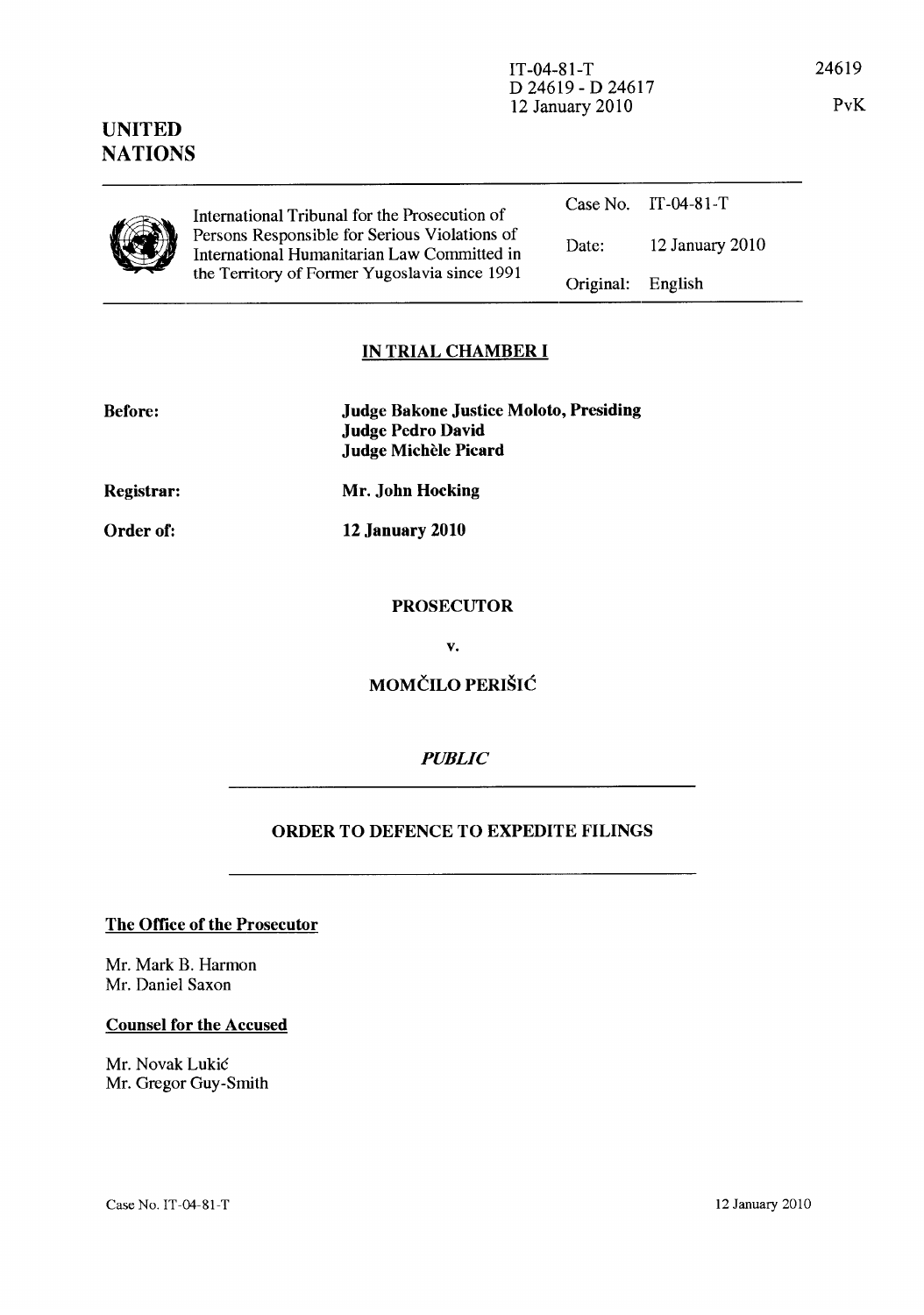IT-04-81-T
D 24619 - D 24617
12 January 2010

24619

PvK

**UNITED NATIONS**

International Tribunal for the Prosecution of Persons Responsible for Serious Violations of International Humanitarian Law Committed in the Territory of Former Yugoslavia since 1991

| | |
|---|---|
| Case No. | IT-04-81-T |
| Date: | 12 January 2010 |
| Original: | English |

## IN TRIAL CHAMBER I

| | |
|---|---|
| **Before:** | **Judge Bakone Justice Moloto, Presiding**<br>**Judge Pedro David**<br>**Judge Michèle Picard** |
| **Registrar:** | **Mr. John Hocking** |
| **Order of:** | **12 January 2010** |

**PROSECUTOR**

**v.**

**MOMČILO PERIŠIĆ**

***PUBLIC***

## ORDER TO DEFENCE TO EXPEDITE FILINGS

**The Office of the Prosecutor**

Mr. Mark B. Harmon
Mr. Daniel Saxon

**Counsel for the Accused**

Mr. Novak Lukić
Mr. Gregor Guy-Smith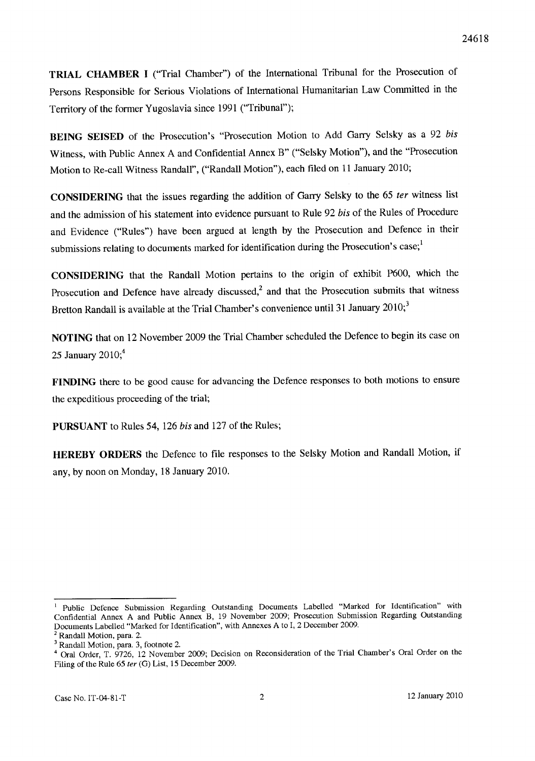**TRIAL CHAMBER I** ("Trial Chamber") of the International Tribunal for the Prosecution of Persons Responsible for Serious Violations of International Humanitarian Law Committed in the Territory of the former Yugoslavia since 1991 ("Tribunal");

**BEING SEISED** of the Prosecution's "Prosecution Motion to Add Garry Selsky as a 92 *bis* Witness, with Public Annex A and Confidential Annex B" ("Selsky Motion"), and the "Prosecution Motion to Re-call Witness Randall", ("Randall Motion"), each filed on 11 January 2010;

**CONSIDERING** that the issues regarding the addition of Garry Selsky to the 65 *ter* witness list and the admission of his statement into evidence pursuant to Rule 92 *bis* of the Rules of Procedure and Evidence ("Rules") have been argued at length by the Prosecution and Defence in their submissions relating to documents marked for identification during the Prosecution's case;[1]

**CONSIDERING** that the Randall Motion pertains to the origin of exhibit P600, which the Prosecution and Defence have already discussed,[2] and that the Prosecution submits that witness Bretton Randall is available at the Trial Chamber's convenience until 31 January 2010;[3]

**NOTING** that on 12 November 2009 the Trial Chamber scheduled the Defence to begin its case on 25 January 2010;[4]

**FINDING** there to be good cause for advancing the Defence responses to both motions to ensure the expeditious proceeding of the trial;

**PURSUANT** to Rules 54, 126 *bis* and 127 of the Rules;

**HEREBY ORDERS** the Defence to file responses to the Selsky Motion and Randall Motion, if any, by noon on Monday, 18 January 2010.

---

[1] Public Defence Submission Regarding Outstanding Documents Labelled "Marked for Identification" with Confidential Annex A and Public Annex B, 19 November 2009; Prosecution Submission Regarding Outstanding Documents Labelled "Marked for Identification", with Annexes A to I, 2 December 2009.

[2] Randall Motion, para. 2.

[3] Randall Motion, para. 3, footnote 2.

[4] Oral Order, T. 9726, 12 November 2009; Decision on Reconsideration of the Trial Chamber's Oral Order on the Filing of the Rule 65 *ter* (G) List, 15 December 2009.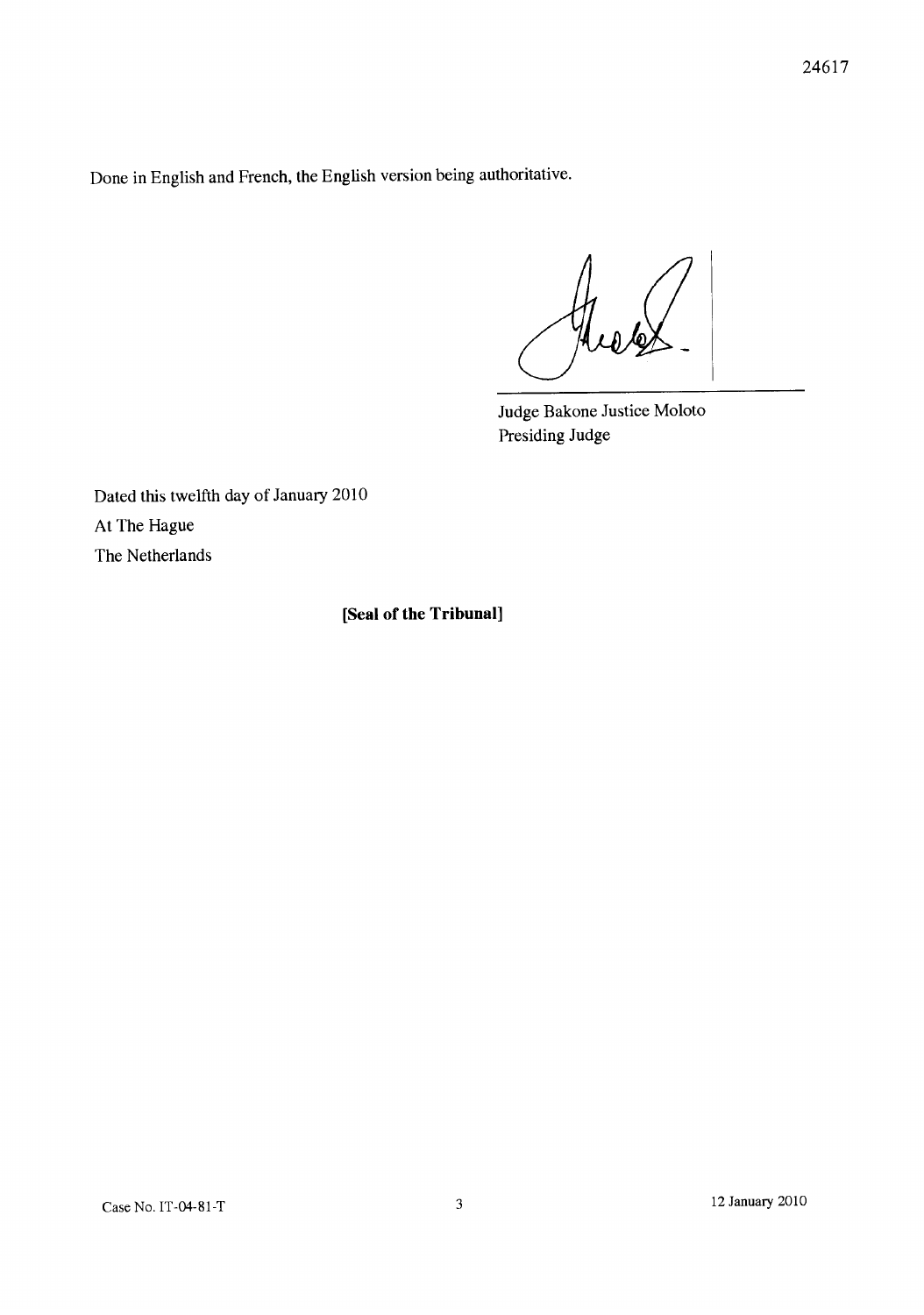Done in English and French, the English version being authoritative.

Judge Bakone Justice Moloto
Presiding Judge

Dated this twelfth day of January 2010
At The Hague
The Netherlands

**[Seal of the Tribunal]**